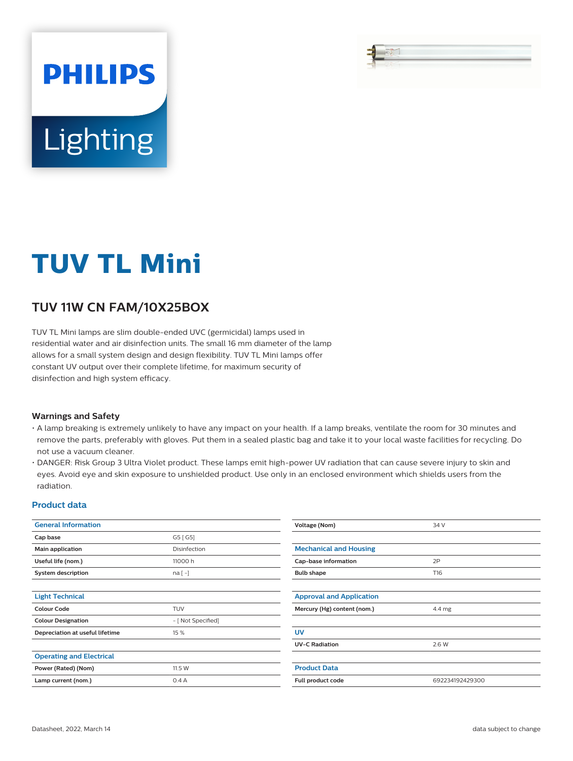# TUV TL Mini

## TUV 11W CN FAM/10X25BOX

TUV TL Mini lamps are slim double-ended UVC (germicidal) lamps used in residential water and air disinfection units. The small 16 mm diameter of the lamp allows for a small system design and design flexibility. TUV TL Mini lamps offer constant UV output over their complete lifetime, for maximum security of disinfection and high system efficacy.

### Warnings and Safety

- A lamp breaking is extremely unlikely to have any impact on your health. If a lamp breaks, ventilate the room for 30 minutes and remove the parts, preferably with gloves. Put them in a sealed plastic bag and take it to your local waste facilities for recycling. Do not use a vacuum cleaner.
- DANGER: Risk Group 3 Ultra Violet product. These lamps emit high-power UV radiation that can cause severe injury to skin and eyes. Avoid eye and skin exposure to unshielded product. Use only in an enclosed environment which shields users from the radiation.

## Product data

| General Information | |
|---|---|
| Cap base | G5 [ G5] |
| Main application | Disinfection |
| Useful life (nom.) | 11000 h |
| System description | na [ -] |

| Light Technical | |
|---|---|
| Colour Code | TUV |
| Colour Designation | - [ Not Specified] |
| Depreciation at useful lifetime | 15 % |

| Operating and Electrical | |
|---|---|
| Power (Rated) (Nom) | 11.5 W |
| Lamp current (nom.) | 0.4 A |
| Voltage (Nom) | 34 V |

| Mechanical and Housing | |
|---|---|
| Cap-base information | 2P |
| Bulb shape | T16 |

| Approval and Application | |
|---|---|
| Mercury (Hg) content (nom.) | 4.4 mg |

| UV | |
|---|---|
| UV-C Radiation | 2.6 W |

| Product Data | |
|---|---|
| Full product code | 692234192429300 |

Datasheet, 2022, March 14

data subject to change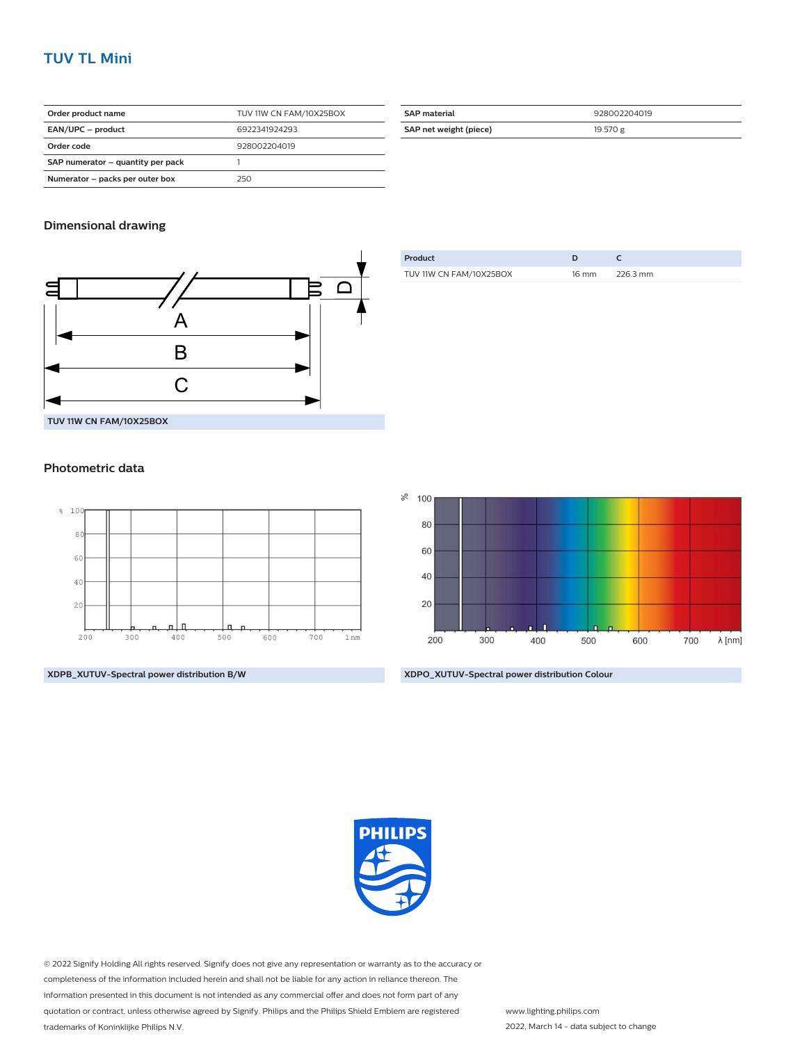# TUV TL Mini

| | |
|---|---|
| Order product name | TUV 11W CN FAM/10X25BOX |
| EAN/UPC – product | 6922341924293 |
| Order code | 928002204019 |
| SAP numerator – quantity per pack | 1 |
| Numerator – packs per outer box | 250 |

| | |
|---|---|
| SAP material | 928002204019 |
| SAP net weight (piece) | 19.570 g |

## Dimensional drawing

D

A

B

C

TUV 11W CN FAM/10X25BOX

| Product | D | C |
|---|---|---|
| TUV 11W CN FAM/10X25BOX | 16 mm | 226.3 mm |

## Photometric data

% 100
80
60
40
20
200 300 400 500 600 700 1 nm

XDPB_XUTUV-Spectral power distribution B/W

%
100
80
60
40
20
200 300 400 500 600 700 λ [nm]

XDPO_XUTUV-Spectral power distribution Colour

© 2022 Signify Holding All rights reserved. Signify does not give any representation or warranty as to the accuracy or completeness of the information included herein and shall not be liable for any action in reliance thereon. The information presented in this document is not intended as any commercial offer and does not form part of any quotation or contract, unless otherwise agreed by Signify. Philips and the Philips Shield Emblem are registered trademarks of Koninklijke Philips N.V.

www.lighting.philips.com

2022, March 14 - data subject to change